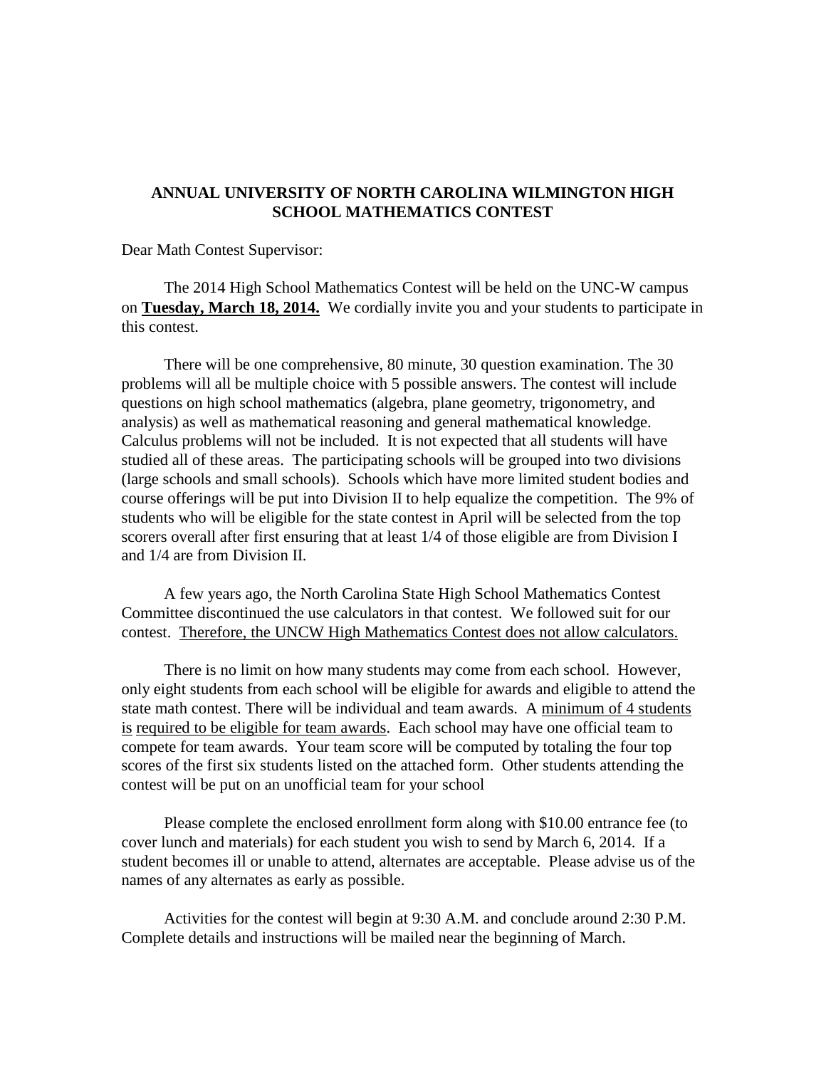**ANNUAL UNIVERSITY OF NORTH CAROLINA WILMINGTON HIGH SCHOOL MATHEMATICS CONTEST**

Dear Math Contest Supervisor:

The 2014 High School Mathematics Contest will be held on the UNC-W campus on **Tuesday, March 18, 2014.** We cordially invite you and your students to participate in this contest.

There will be one comprehensive, 80 minute, 30 question examination. The 30 problems will all be multiple choice with 5 possible answers. The contest will include questions on high school mathematics (algebra, plane geometry, trigonometry, and analysis) as well as mathematical reasoning and general mathematical knowledge. Calculus problems will not be included. It is not expected that all students will have studied all of these areas. The participating schools will be grouped into two divisions (large schools and small schools). Schools which have more limited student bodies and course offerings will be put into Division II to help equalize the competition. The 9% of students who will be eligible for the state contest in April will be selected from the top scorers overall after first ensuring that at least 1/4 of those eligible are from Division I and 1/4 are from Division II.

A few years ago, the North Carolina State High School Mathematics Contest Committee discontinued the use calculators in that contest. We followed suit for our contest. Therefore, the UNCW High Mathematics Contest does not allow calculators.

There is no limit on how many students may come from each school. However, only eight students from each school will be eligible for awards and eligible to attend the state math contest. There will be individual and team awards. A minimum of 4 students is required to be eligible for team awards. Each school may have one official team to compete for team awards. Your team score will be computed by totaling the four top scores of the first six students listed on the attached form. Other students attending the contest will be put on an unofficial team for your school

Please complete the enclosed enrollment form along with $10.00 entrance fee (to cover lunch and materials) for each student you wish to send by March 6, 2014. If a student becomes ill or unable to attend, alternates are acceptable. Please advise us of the names of any alternates as early as possible.

Activities for the contest will begin at 9:30 A.M. and conclude around 2:30 P.M. Complete details and instructions will be mailed near the beginning of March.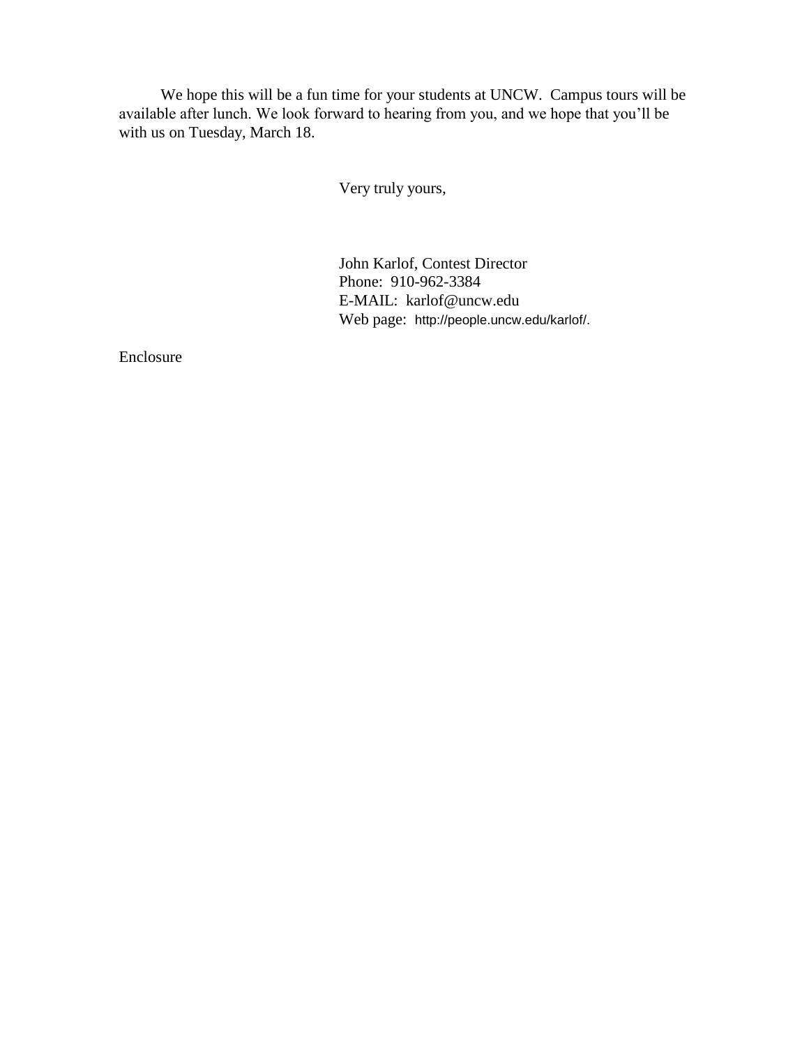We hope this will be a fun time for your students at UNCW. Campus tours will be available after lunch. We look forward to hearing from you, and we hope that you'll be with us on Tuesday, March 18.

Very truly yours,

John Karlof, Contest Director  
Phone: 910-962-3384  
E-MAIL: karlof@uncw.edu  
Web page: http://people.uncw.edu/karlof/.

Enclosure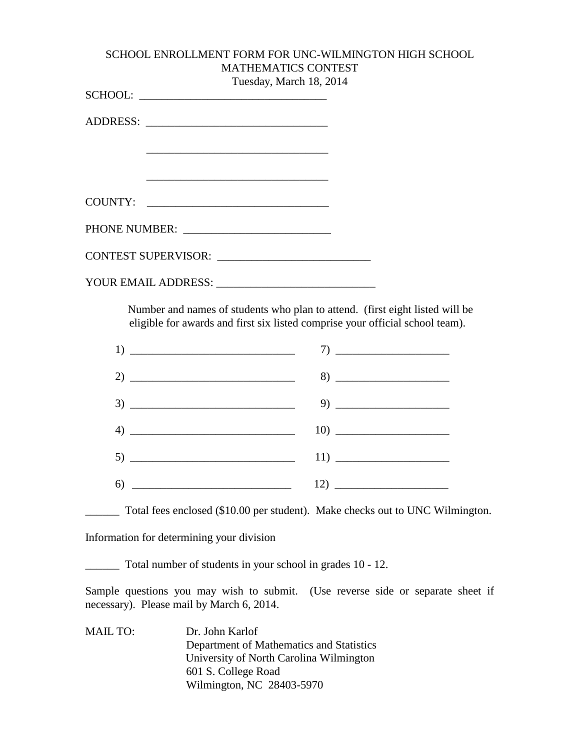SCHOOL ENROLLMENT FORM FOR UNC-WILMINGTON HIGH SCHOOL MATHEMATICS CONTEST
Tuesday, March 18, 2014

SCHOOL: ________________________________

ADDRESS: ________________________________

________________________________

________________________________

COUNTY: ________________________________

PHONE NUMBER: __________________________

CONTEST SUPERVISOR: ___________________________

YOUR EMAIL ADDRESS: ____________________________

Number and names of students who plan to attend. (first eight listed will be eligible for awards and first six listed comprise your official school team).

1) _____________________________ 7) ____________________

2) _____________________________ 8) ____________________

3) _____________________________ 9) ____________________

4) _____________________________ 10) ____________________

5) _____________________________ 11) ____________________

6) ____________________________ 12) ____________________

______ Total fees enclosed ($10.00 per student). Make checks out to UNC Wilmington.

Information for determining your division

______ Total number of students in your school in grades 10 - 12.

Sample questions you may wish to submit. (Use reverse side or separate sheet if necessary). Please mail by March 6, 2014.

MAIL TO: Dr. John Karlof
Department of Mathematics and Statistics
University of North Carolina Wilmington
601 S. College Road
Wilmington, NC 28403-5970